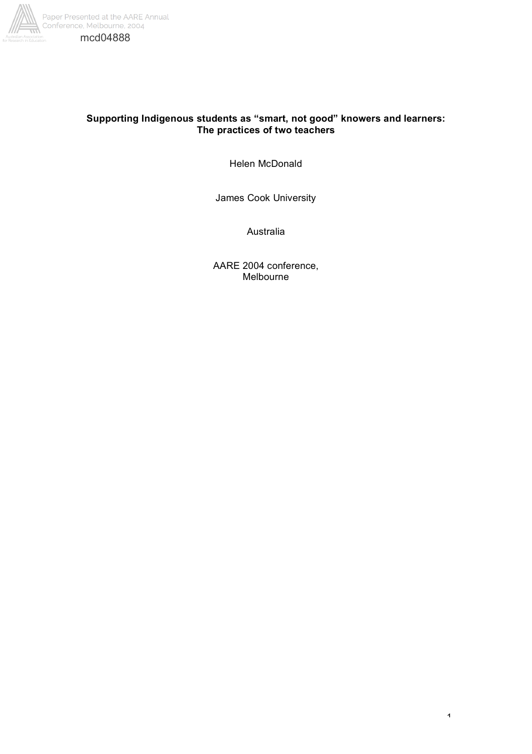mcd04888

# Supporting Indigenous students as "smart, not good" knowers and learners: The practices of two teachers

Helen McDonald

James Cook University

Australia

AARE 2004 conference,
Melbourne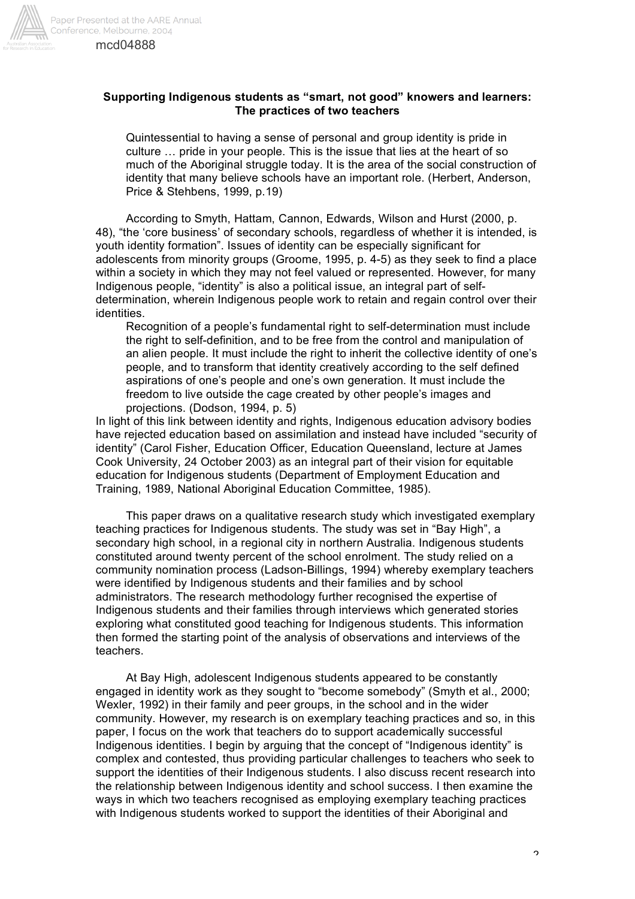**Supporting Indigenous students as "smart, not good" knowers and learners: The practices of two teachers**

> Quintessential to having a sense of personal and group identity is pride in culture … pride in your people. This is the issue that lies at the heart of so much of the Aboriginal struggle today. It is the area of the social construction of identity that many believe schools have an important role. (Herbert, Anderson, Price & Stehbens, 1999, p.19)

According to Smyth, Hattam, Cannon, Edwards, Wilson and Hurst (2000, p. 48), "the 'core business' of secondary schools, regardless of whether it is intended, is youth identity formation". Issues of identity can be especially significant for adolescents from minority groups (Groome, 1995, p. 4-5) as they seek to find a place within a society in which they may not feel valued or represented. However, for many Indigenous people, "identity" is also a political issue, an integral part of self-determination, wherein Indigenous people work to retain and regain control over their identities.

> Recognition of a people's fundamental right to self-determination must include the right to self-definition, and to be free from the control and manipulation of an alien people. It must include the right to inherit the collective identity of one's people, and to transform that identity creatively according to the self defined aspirations of one's people and one's own generation. It must include the freedom to live outside the cage created by other people's images and projections. (Dodson, 1994, p. 5)

In light of this link between identity and rights, Indigenous education advisory bodies have rejected education based on assimilation and instead have included "security of identity" (Carol Fisher, Education Officer, Education Queensland, lecture at James Cook University, 24 October 2003) as an integral part of their vision for equitable education for Indigenous students (Department of Employment Education and Training, 1989, National Aboriginal Education Committee, 1985).

This paper draws on a qualitative research study which investigated exemplary teaching practices for Indigenous students. The study was set in "Bay High", a secondary high school, in a regional city in northern Australia. Indigenous students constituted around twenty percent of the school enrolment. The study relied on a community nomination process (Ladson-Billings, 1994) whereby exemplary teachers were identified by Indigenous students and their families and by school administrators. The research methodology further recognised the expertise of Indigenous students and their families through interviews which generated stories exploring what constituted good teaching for Indigenous students. This information then formed the starting point of the analysis of observations and interviews of the teachers.

At Bay High, adolescent Indigenous students appeared to be constantly engaged in identity work as they sought to "become somebody" (Smyth et al., 2000; Wexler, 1992) in their family and peer groups, in the school and in the wider community. However, my research is on exemplary teaching practices and so, in this paper, I focus on the work that teachers do to support academically successful Indigenous identities. I begin by arguing that the concept of "Indigenous identity" is complex and contested, thus providing particular challenges to teachers who seek to support the identities of their Indigenous students. I also discuss recent research into the relationship between Indigenous identity and school success. I then examine the ways in which two teachers recognised as employing exemplary teaching practices with Indigenous students worked to support the identities of their Aboriginal and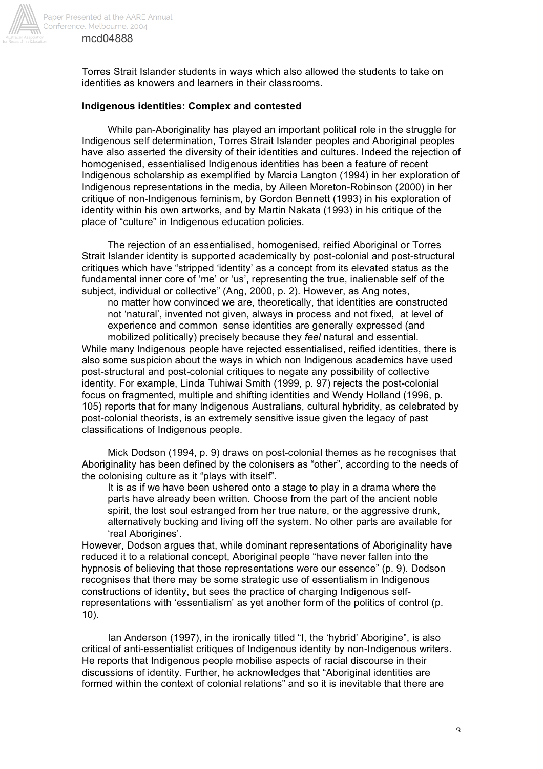Torres Strait Islander students in ways which also allowed the students to take on identities as knowers and learners in their classrooms.

**Indigenous identities: Complex and contested**

While pan-Aboriginality has played an important political role in the struggle for Indigenous self determination, Torres Strait Islander peoples and Aboriginal peoples have also asserted the diversity of their identities and cultures. Indeed the rejection of homogenised, essentialised Indigenous identities has been a feature of recent Indigenous scholarship as exemplified by Marcia Langton (1994) in her exploration of Indigenous representations in the media, by Aileen Moreton-Robinson (2000) in her critique of non-Indigenous feminism, by Gordon Bennett (1993) in his exploration of identity within his own artworks, and by Martin Nakata (1993) in his critique of the place of "culture" in Indigenous education policies.

The rejection of an essentialised, homogenised, reified Aboriginal or Torres Strait Islander identity is supported academically by post-colonial and post-structural critiques which have "stripped 'identity' as a concept from its elevated status as the fundamental inner core of 'me' or 'us', representing the true, inalienable self of the subject, individual or collective" (Ang, 2000, p. 2). However, as Ang notes,

> no matter how convinced we are, theoretically, that identities are constructed not 'natural', invented not given, always in process and not fixed, at level of experience and common sense identities are generally expressed (and mobilized politically) precisely because they *feel* natural and essential.

While many Indigenous people have rejected essentialised, reified identities, there is also some suspicion about the ways in which non Indigenous academics have used post-structural and post-colonial critiques to negate any possibility of collective identity. For example, Linda Tuhiwai Smith (1999, p. 97) rejects the post-colonial focus on fragmented, multiple and shifting identities and Wendy Holland (1996, p. 105) reports that for many Indigenous Australians, cultural hybridity, as celebrated by post-colonial theorists, is an extremely sensitive issue given the legacy of past classifications of Indigenous people.

Mick Dodson (1994, p. 9) draws on post-colonial themes as he recognises that Aboriginality has been defined by the colonisers as "other", according to the needs of the colonising culture as it "plays with itself".

> It is as if we have been ushered onto a stage to play in a drama where the parts have already been written. Choose from the part of the ancient noble spirit, the lost soul estranged from her true nature, or the aggressive drunk, alternatively bucking and living off the system. No other parts are available for 'real Aborigines'.

However, Dodson argues that, while dominant representations of Aboriginality have reduced it to a relational concept, Aboriginal people "have never fallen into the hypnosis of believing that those representations were our essence" (p. 9). Dodson recognises that there may be some strategic use of essentialism in Indigenous constructions of identity, but sees the practice of charging Indigenous self-representations with 'essentialism' as yet another form of the politics of control (p. 10).

Ian Anderson (1997), in the ironically titled "I, the 'hybrid' Aborigine", is also critical of anti-essentialist critiques of Indigenous identity by non-Indigenous writers. He reports that Indigenous people mobilise aspects of racial discourse in their discussions of identity. Further, he acknowledges that "Aboriginal identities are formed within the context of colonial relations" and so it is inevitable that there are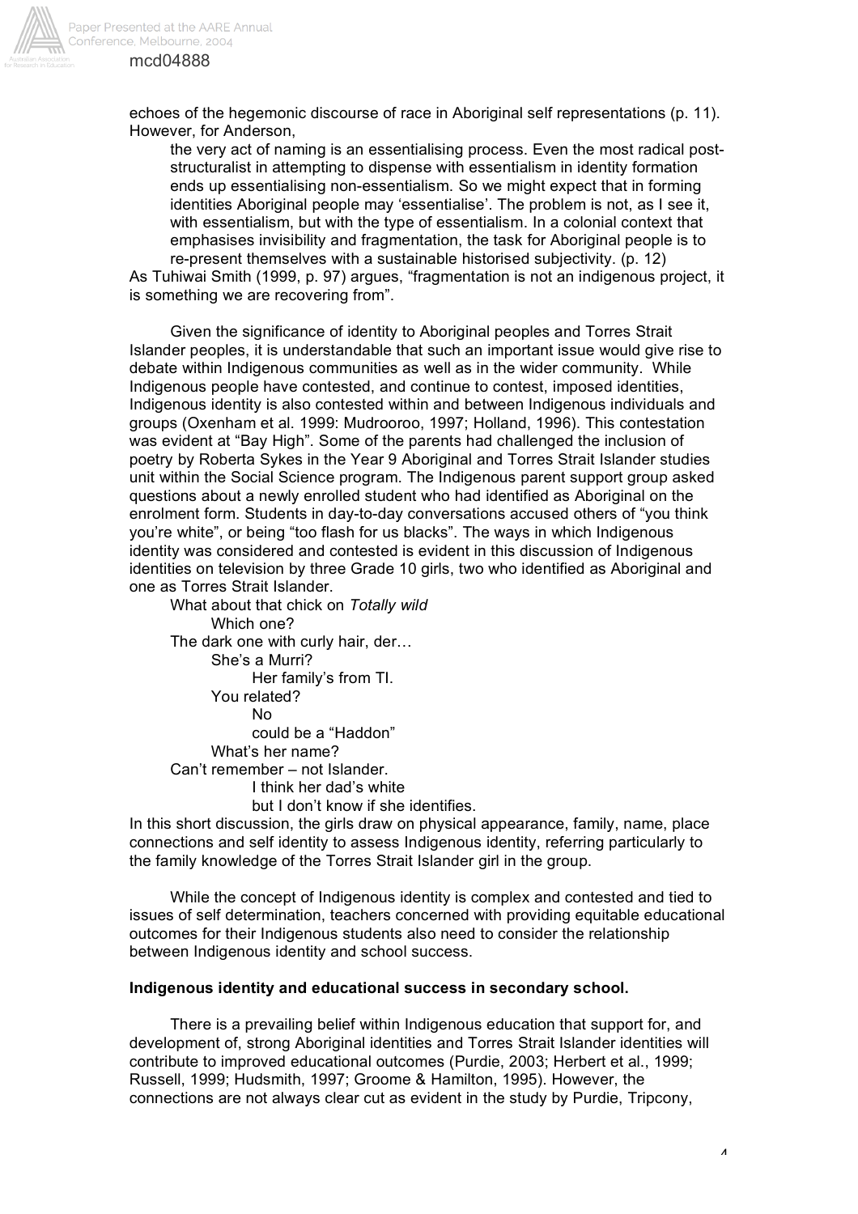echoes of the hegemonic discourse of race in Aboriginal self representations (p. 11). However, for Anderson,

> the very act of naming is an essentialising process. Even the most radical post-structuralist in attempting to dispense with essentialism in identity formation ends up essentialising non-essentialism. So we might expect that in forming identities Aboriginal people may 'essentialise'. The problem is not, as I see it, with essentialism, but with the type of essentialism. In a colonial context that emphasises invisibility and fragmentation, the task for Aboriginal people is to re-present themselves with a sustainable historised subjectivity. (p. 12)

As Tuhiwai Smith (1999, p. 97) argues, "fragmentation is not an indigenous project, it is something we are recovering from".

Given the significance of identity to Aboriginal peoples and Torres Strait Islander peoples, it is understandable that such an important issue would give rise to debate within Indigenous communities as well as in the wider community. While Indigenous people have contested, and continue to contest, imposed identities, Indigenous identity is also contested within and between Indigenous individuals and groups (Oxenham et al. 1999: Mudrooroo, 1997; Holland, 1996). This contestation was evident at "Bay High". Some of the parents had challenged the inclusion of poetry by Roberta Sykes in the Year 9 Aboriginal and Torres Strait Islander studies unit within the Social Science program. The Indigenous parent support group asked questions about a newly enrolled student who had identified as Aboriginal on the enrolment form. Students in day-to-day conversations accused others of "you think you're white", or being "too flash for us blacks". The ways in which Indigenous identity was considered and contested is evident in this discussion of Indigenous identities on television by three Grade 10 girls, two who identified as Aboriginal and one as Torres Strait Islander.

> What about that chick on *Totally wild*
>> Which one?
>
> The dark one with curly hair, der…
>> She's a Murri?
>>> Her family's from TI.
>>
>> You related?
>>> No
>>> could be a "Haddon"
>>
>> What's her name?
>
> Can't remember – not Islander.
>>> I think her dad's white
>>> but I don't know if she identifies.

In this short discussion, the girls draw on physical appearance, family, name, place connections and self identity to assess Indigenous identity, referring particularly to the family knowledge of the Torres Strait Islander girl in the group.

While the concept of Indigenous identity is complex and contested and tied to issues of self determination, teachers concerned with providing equitable educational outcomes for their Indigenous students also need to consider the relationship between Indigenous identity and school success.

**Indigenous identity and educational success in secondary school.**

There is a prevailing belief within Indigenous education that support for, and development of, strong Aboriginal identities and Torres Strait Islander identities will contribute to improved educational outcomes (Purdie, 2003; Herbert et al., 1999; Russell, 1999; Hudsmith, 1997; Groome & Hamilton, 1995). However, the connections are not always clear cut as evident in the study by Purdie, Tripcony,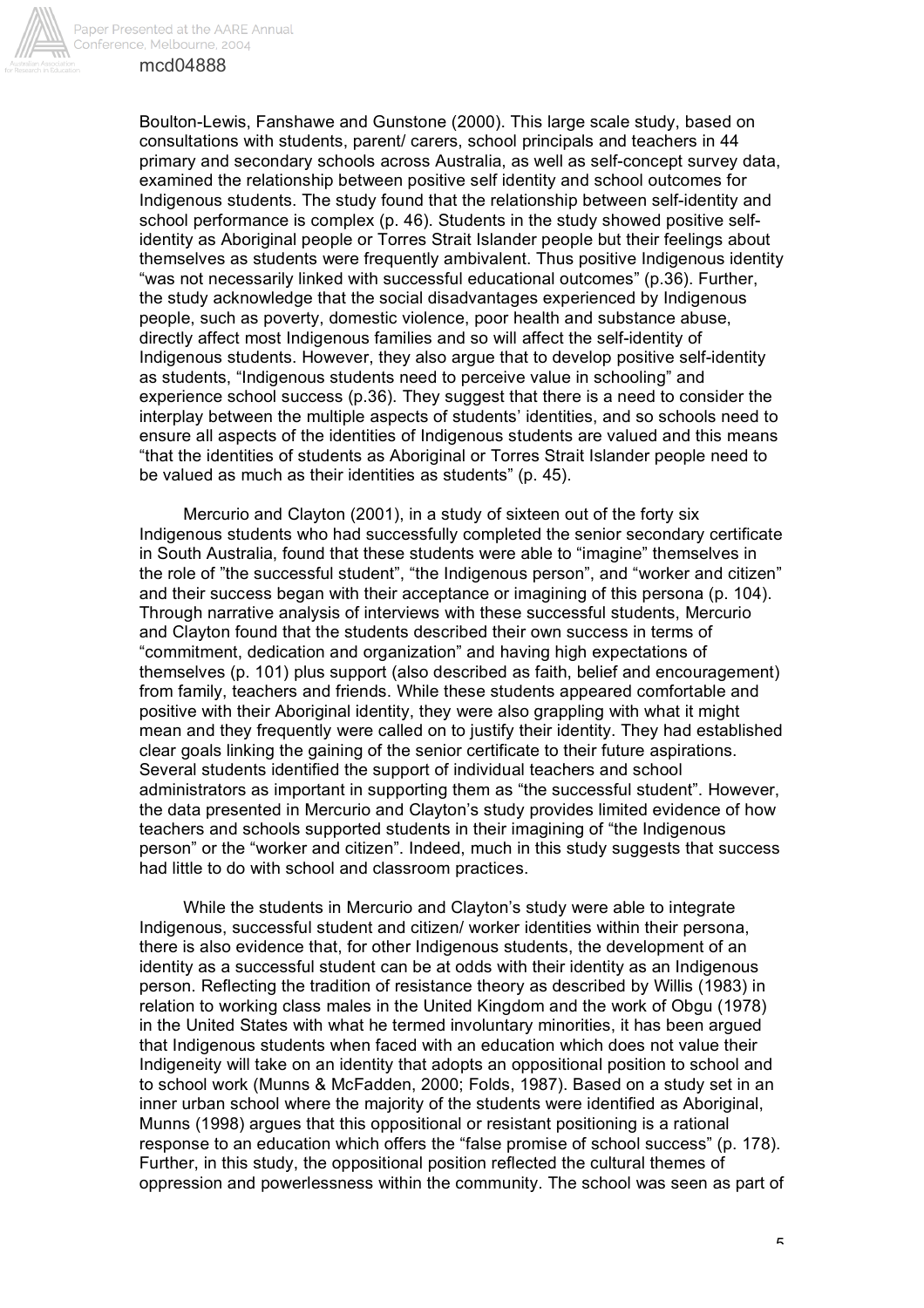Boulton-Lewis, Fanshawe and Gunstone (2000). This large scale study, based on consultations with students, parent/ carers, school principals and teachers in 44 primary and secondary schools across Australia, as well as self-concept survey data, examined the relationship between positive self identity and school outcomes for Indigenous students. The study found that the relationship between self-identity and school performance is complex (p. 46). Students in the study showed positive self-identity as Aboriginal people or Torres Strait Islander people but their feelings about themselves as students were frequently ambivalent. Thus positive Indigenous identity "was not necessarily linked with successful educational outcomes" (p.36). Further, the study acknowledge that the social disadvantages experienced by Indigenous people, such as poverty, domestic violence, poor health and substance abuse, directly affect most Indigenous families and so will affect the self-identity of Indigenous students. However, they also argue that to develop positive self-identity as students, "Indigenous students need to perceive value in schooling" and experience school success (p.36). They suggest that there is a need to consider the interplay between the multiple aspects of students' identities, and so schools need to ensure all aspects of the identities of Indigenous students are valued and this means "that the identities of students as Aboriginal or Torres Strait Islander people need to be valued as much as their identities as students" (p. 45).

Mercurio and Clayton (2001), in a study of sixteen out of the forty six Indigenous students who had successfully completed the senior secondary certificate in South Australia, found that these students were able to "imagine" themselves in the role of "the successful student", "the Indigenous person", and "worker and citizen" and their success began with their acceptance or imagining of this persona (p. 104). Through narrative analysis of interviews with these successful students, Mercurio and Clayton found that the students described their own success in terms of "commitment, dedication and organization" and having high expectations of themselves (p. 101) plus support (also described as faith, belief and encouragement) from family, teachers and friends. While these students appeared comfortable and positive with their Aboriginal identity, they were also grappling with what it might mean and they frequently were called on to justify their identity. They had established clear goals linking the gaining of the senior certificate to their future aspirations. Several students identified the support of individual teachers and school administrators as important in supporting them as "the successful student". However, the data presented in Mercurio and Clayton's study provides limited evidence of how teachers and schools supported students in their imagining of "the Indigenous person" or the "worker and citizen". Indeed, much in this study suggests that success had little to do with school and classroom practices.

While the students in Mercurio and Clayton's study were able to integrate Indigenous, successful student and citizen/ worker identities within their persona, there is also evidence that, for other Indigenous students, the development of an identity as a successful student can be at odds with their identity as an Indigenous person. Reflecting the tradition of resistance theory as described by Willis (1983) in relation to working class males in the United Kingdom and the work of Obgu (1978) in the United States with what he termed involuntary minorities, it has been argued that Indigenous students when faced with an education which does not value their Indigeneity will take on an identity that adopts an oppositional position to school and to school work (Munns & McFadden, 2000; Folds, 1987). Based on a study set in an inner urban school where the majority of the students were identified as Aboriginal, Munns (1998) argues that this oppositional or resistant positioning is a rational response to an education which offers the "false promise of school success" (p. 178). Further, in this study, the oppositional position reflected the cultural themes of oppression and powerlessness within the community. The school was seen as part of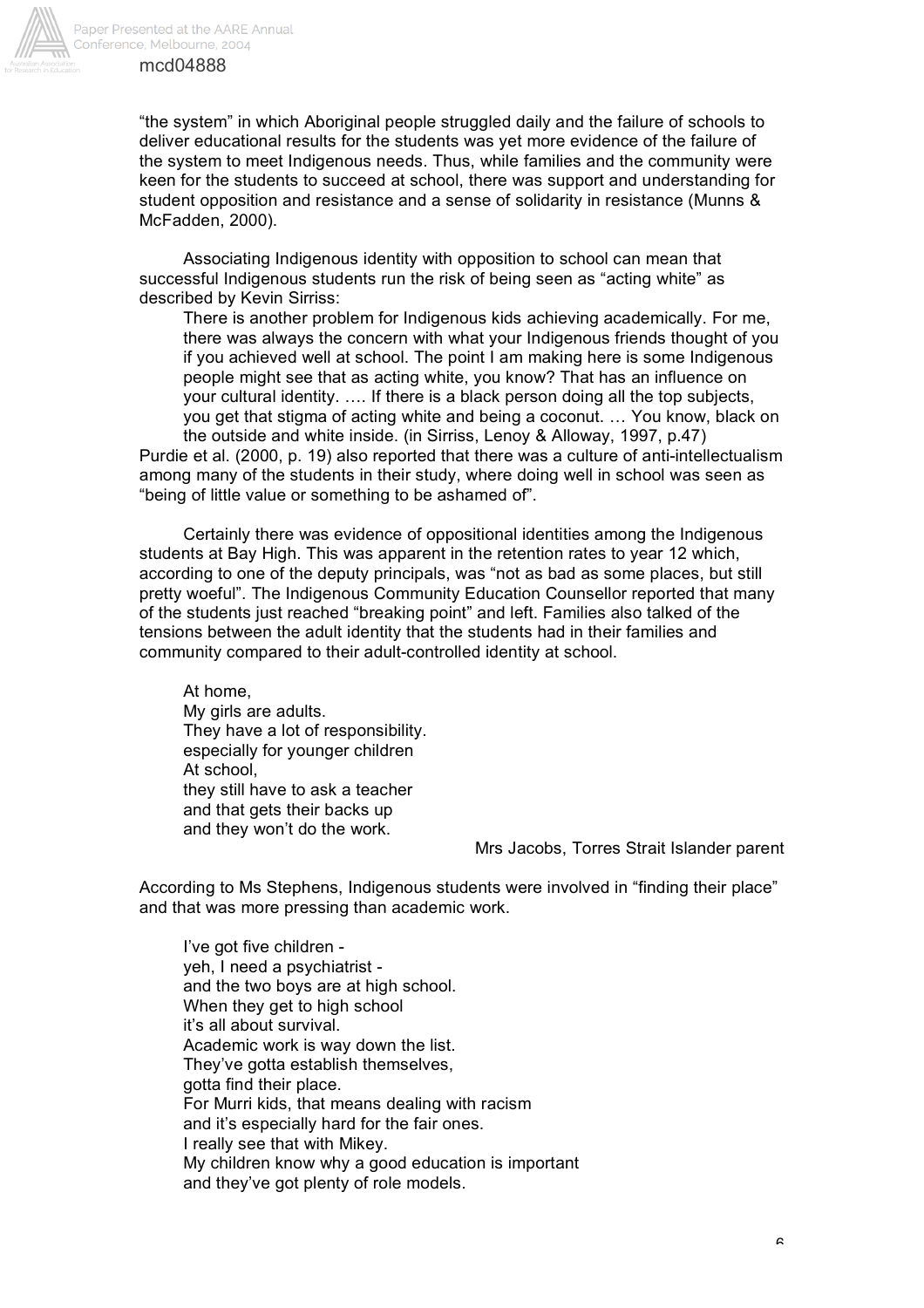"the system" in which Aboriginal people struggled daily and the failure of schools to deliver educational results for the students was yet more evidence of the failure of the system to meet Indigenous needs. Thus, while families and the community were keen for the students to succeed at school, there was support and understanding for student opposition and resistance and a sense of solidarity in resistance (Munns & McFadden, 2000).

Associating Indigenous identity with opposition to school can mean that successful Indigenous students run the risk of being seen as "acting white" as described by Kevin Sirriss:

> There is another problem for Indigenous kids achieving academically. For me, there was always the concern with what your Indigenous friends thought of you if you achieved well at school. The point I am making here is some Indigenous people might see that as acting white, you know? That has an influence on your cultural identity. …. If there is a black person doing all the top subjects, you get that stigma of acting white and being a coconut. … You know, black on the outside and white inside. (in Sirriss, Lenoy & Alloway, 1997, p.47)

Purdie et al. (2000, p. 19) also reported that there was a culture of anti-intellectualism among many of the students in their study, where doing well in school was seen as "being of little value or something to be ashamed of".

Certainly there was evidence of oppositional identities among the Indigenous students at Bay High. This was apparent in the retention rates to year 12 which, according to one of the deputy principals, was "not as bad as some places, but still pretty woeful". The Indigenous Community Education Counsellor reported that many of the students just reached "breaking point" and left. Families also talked of the tensions between the adult identity that the students had in their families and community compared to their adult-controlled identity at school.

> At home,
> My girls are adults.
> They have a lot of responsibility.
> especially for younger children
> At school,
> they still have to ask a teacher
> and that gets their backs up
> and they won't do the work.
>
> Mrs Jacobs, Torres Strait Islander parent

According to Ms Stephens, Indigenous students were involved in "finding their place" and that was more pressing than academic work.

> I've got five children -
> yeh, I need a psychiatrist -
> and the two boys are at high school.
> When they get to high school
> it's all about survival.
> Academic work is way down the list.
> They've gotta establish themselves,
> gotta find their place.
> For Murri kids, that means dealing with racism
> and it's especially hard for the fair ones.
> I really see that with Mikey.
> My children know why a good education is important
> and they've got plenty of role models.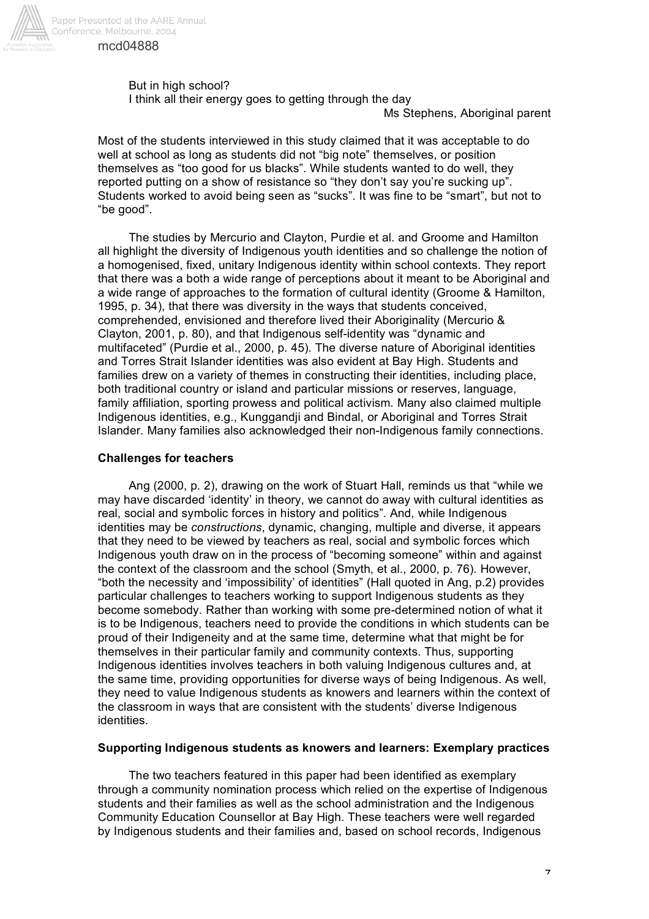But in high school?
I think all their energy goes to getting through the day

Ms Stephens, Aboriginal parent

Most of the students interviewed in this study claimed that it was acceptable to do well at school as long as students did not "big note" themselves, or position themselves as "too good for us blacks". While students wanted to do well, they reported putting on a show of resistance so "they don't say you're sucking up". Students worked to avoid being seen as "sucks". It was fine to be "smart", but not to "be good".

The studies by Mercurio and Clayton, Purdie et al. and Groome and Hamilton all highlight the diversity of Indigenous youth identities and so challenge the notion of a homogenised, fixed, unitary Indigenous identity within school contexts. They report that there was a both a wide range of perceptions about it meant to be Aboriginal and a wide range of approaches to the formation of cultural identity (Groome & Hamilton, 1995, p. 34), that there was diversity in the ways that students conceived, comprehended, envisioned and therefore lived their Aboriginality (Mercurio & Clayton, 2001, p. 80), and that Indigenous self-identity was "dynamic and multifaceted" (Purdie et al., 2000, p. 45). The diverse nature of Aboriginal identities and Torres Strait Islander identities was also evident at Bay High. Students and families drew on a variety of themes in constructing their identities, including place, both traditional country or island and particular missions or reserves, language, family affiliation, sporting prowess and political activism. Many also claimed multiple Indigenous identities, e.g., Kunggandji and Bindal, or Aboriginal and Torres Strait Islander. Many families also acknowledged their non-Indigenous family connections.

**Challenges for teachers**

Ang (2000, p. 2), drawing on the work of Stuart Hall, reminds us that "while we may have discarded 'identity' in theory, we cannot do away with cultural identities as real, social and symbolic forces in history and politics". And, while Indigenous identities may be *constructions*, dynamic, changing, multiple and diverse, it appears that they need to be viewed by teachers as real, social and symbolic forces which Indigenous youth draw on in the process of "becoming someone" within and against the context of the classroom and the school (Smyth, et al., 2000, p. 76). However, "both the necessity and 'impossibility' of identities" (Hall quoted in Ang, p.2) provides particular challenges to teachers working to support Indigenous students as they become somebody. Rather than working with some pre-determined notion of what it is to be Indigenous, teachers need to provide the conditions in which students can be proud of their Indigeneity and at the same time, determine what that might be for themselves in their particular family and community contexts. Thus, supporting Indigenous identities involves teachers in both valuing Indigenous cultures and, at the same time, providing opportunities for diverse ways of being Indigenous. As well, they need to value Indigenous students as knowers and learners within the context of the classroom in ways that are consistent with the students' diverse Indigenous identities.

**Supporting Indigenous students as knowers and learners: Exemplary practices**

The two teachers featured in this paper had been identified as exemplary through a community nomination process which relied on the expertise of Indigenous students and their families as well as the school administration and the Indigenous Community Education Counsellor at Bay High. These teachers were well regarded by Indigenous students and their families and, based on school records, Indigenous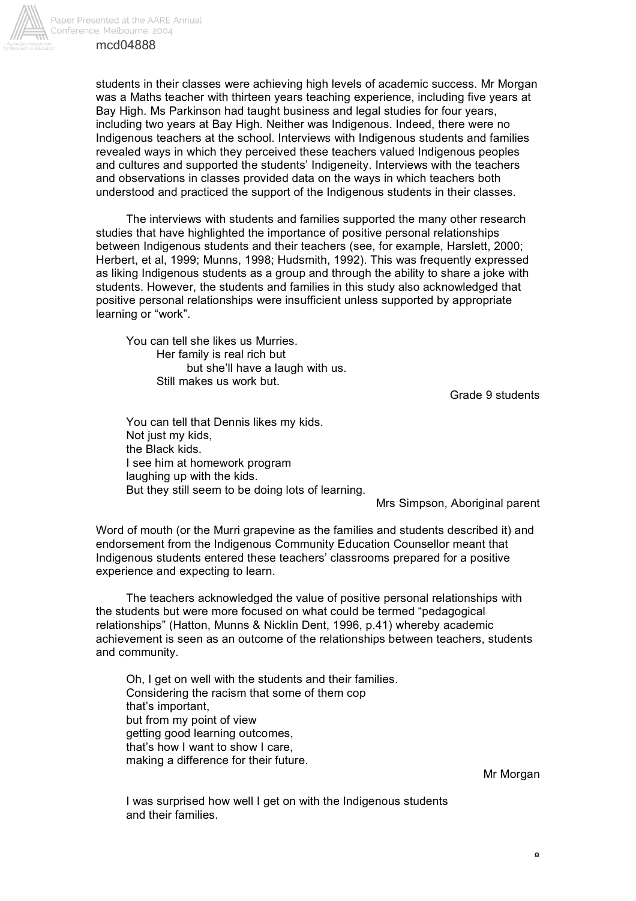students in their classes were achieving high levels of academic success. Mr Morgan was a Maths teacher with thirteen years teaching experience, including five years at Bay High. Ms Parkinson had taught business and legal studies for four years, including two years at Bay High. Neither was Indigenous. Indeed, there were no Indigenous teachers at the school. Interviews with Indigenous students and families revealed ways in which they perceived these teachers valued Indigenous peoples and cultures and supported the students' Indigeneity. Interviews with the teachers and observations in classes provided data on the ways in which teachers both understood and practiced the support of the Indigenous students in their classes.

The interviews with students and families supported the many other research studies that have highlighted the importance of positive personal relationships between Indigenous students and their teachers (see, for example, Harslett, 2000; Herbert, et al, 1999; Munns, 1998; Hudsmith, 1992). This was frequently expressed as liking Indigenous students as a group and through the ability to share a joke with students. However, the students and families in this study also acknowledged that positive personal relationships were insufficient unless supported by appropriate learning or "work".

> You can tell she likes us Murries.
> Her family is real rich but
> but she'll have a laugh with us.
> Still makes us work but.
>
> Grade 9 students

> You can tell that Dennis likes my kids.
> Not just my kids,
> the Black kids.
> I see him at homework program
> laughing up with the kids.
> But they still seem to be doing lots of learning.
>
> Mrs Simpson, Aboriginal parent

Word of mouth (or the Murri grapevine as the families and students described it) and endorsement from the Indigenous Community Education Counsellor meant that Indigenous students entered these teachers' classrooms prepared for a positive experience and expecting to learn.

The teachers acknowledged the value of positive personal relationships with the students but were more focused on what could be termed "pedagogical relationships" (Hatton, Munns & Nicklin Dent, 1996, p.41) whereby academic achievement is seen as an outcome of the relationships between teachers, students and community.

> Oh, I get on well with the students and their families.
> Considering the racism that some of them cop
> that's important,
> but from my point of view
> getting good learning outcomes,
> that's how I want to show I care,
> making a difference for their future.
>
> Mr Morgan

> I was surprised how well I get on with the Indigenous students
> and their families.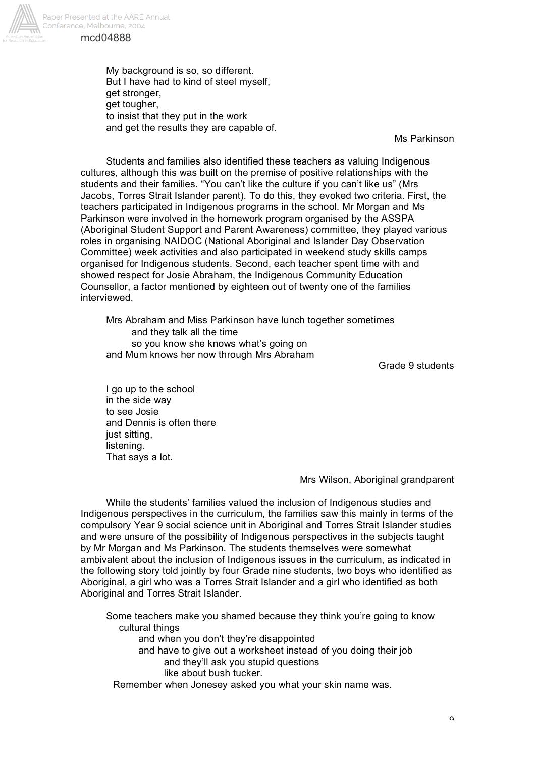My background is so, so different.  
But I have had to kind of steel myself,  
get stronger,  
get tougher,  
to insist that they put in the work  
and get the results they are capable of.

Ms Parkinson

Students and families also identified these teachers as valuing Indigenous cultures, although this was built on the premise of positive relationships with the students and their families. "You can't like the culture if you can't like us" (Mrs Jacobs, Torres Strait Islander parent). To do this, they evoked two criteria. First, the teachers participated in Indigenous programs in the school. Mr Morgan and Ms Parkinson were involved in the homework program organised by the ASSPA (Aboriginal Student Support and Parent Awareness) committee, they played various roles in organising NAIDOC (National Aboriginal and Islander Day Observation Committee) week activities and also participated in weekend study skills camps organised for Indigenous students. Second, each teacher spent time with and showed respect for Josie Abraham, the Indigenous Community Education Counsellor, a factor mentioned by eighteen out of twenty one of the families interviewed.

Mrs Abraham and Miss Parkinson have lunch together sometimes  
and they talk all the time  
so you know she knows what's going on  
and Mum knows her now through Mrs Abraham

Grade 9 students

I go up to the school  
in the side way  
to see Josie  
and Dennis is often there  
just sitting,  
listening.  
That says a lot.

Mrs Wilson, Aboriginal grandparent

While the students' families valued the inclusion of Indigenous studies and Indigenous perspectives in the curriculum, the families saw this mainly in terms of the compulsory Year 9 social science unit in Aboriginal and Torres Strait Islander studies and were unsure of the possibility of Indigenous perspectives in the subjects taught by Mr Morgan and Ms Parkinson. The students themselves were somewhat ambivalent about the inclusion of Indigenous issues in the curriculum, as indicated in the following story told jointly by four Grade nine students, two boys who identified as Aboriginal, a girl who was a Torres Strait Islander and a girl who identified as both Aboriginal and Torres Strait Islander.

Some teachers make you shamed because they think you're going to know cultural things  
and when you don't they're disappointed  
and have to give out a worksheet instead of you doing their job  
and they'll ask you stupid questions  
like about bush tucker.  
Remember when Jonesey asked you what your skin name was.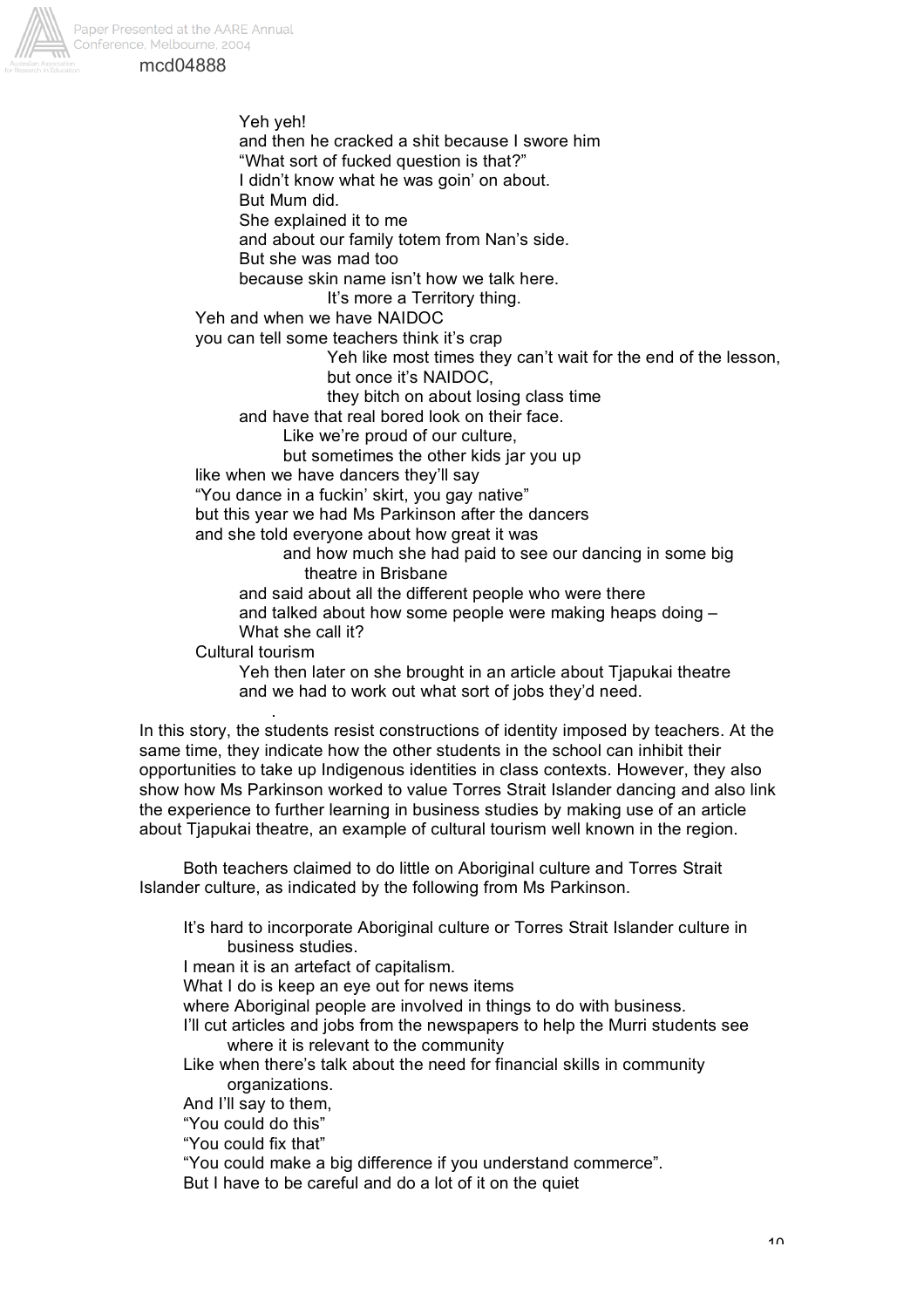Yeh yeh!
and then he cracked a shit because I swore him
"What sort of fucked question is that?"
I didn't know what he was goin' on about.
But Mum did.
She explained it to me
and about our family totem from Nan's side.
But she was mad too
because skin name isn't how we talk here.
It's more a Territory thing.
Yeh and when we have NAIDOC
you can tell some teachers think it's crap
Yeh like most times they can't wait for the end of the lesson,
but once it's NAIDOC,
they bitch on about losing class time
and have that real bored look on their face.
Like we're proud of our culture,
but sometimes the other kids jar you up
like when we have dancers they'll say
"You dance in a fuckin' skirt, you gay native"
but this year we had Ms Parkinson after the dancers
and she told everyone about how great it was
and how much she had paid to see our dancing in some big theatre in Brisbane
and said about all the different people who were there
and talked about how some people were making heaps doing –
What she call it?
Cultural tourism
Yeh then later on she brought in an article about Tjapukai theatre
and we had to work out what sort of jobs they'd need.

In this story, the students resist constructions of identity imposed by teachers. At the same time, they indicate how the other students in the school can inhibit their opportunities to take up Indigenous identities in class contexts. However, they also show how Ms Parkinson worked to value Torres Strait Islander dancing and also link the experience to further learning in business studies by making use of an article about Tjapukai theatre, an example of cultural tourism well known in the region.

Both teachers claimed to do little on Aboriginal culture and Torres Strait Islander culture, as indicated by the following from Ms Parkinson.

> It's hard to incorporate Aboriginal culture or Torres Strait Islander culture in business studies.
> I mean it is an artefact of capitalism.
> What I do is keep an eye out for news items
> where Aboriginal people are involved in things to do with business.
> I'll cut articles and jobs from the newspapers to help the Murri students see where it is relevant to the community
> Like when there's talk about the need for financial skills in community organizations.
> And I'll say to them,
> "You could do this"
> "You could fix that"
> "You could make a big difference if you understand commerce".
> But I have to be careful and do a lot of it on the quiet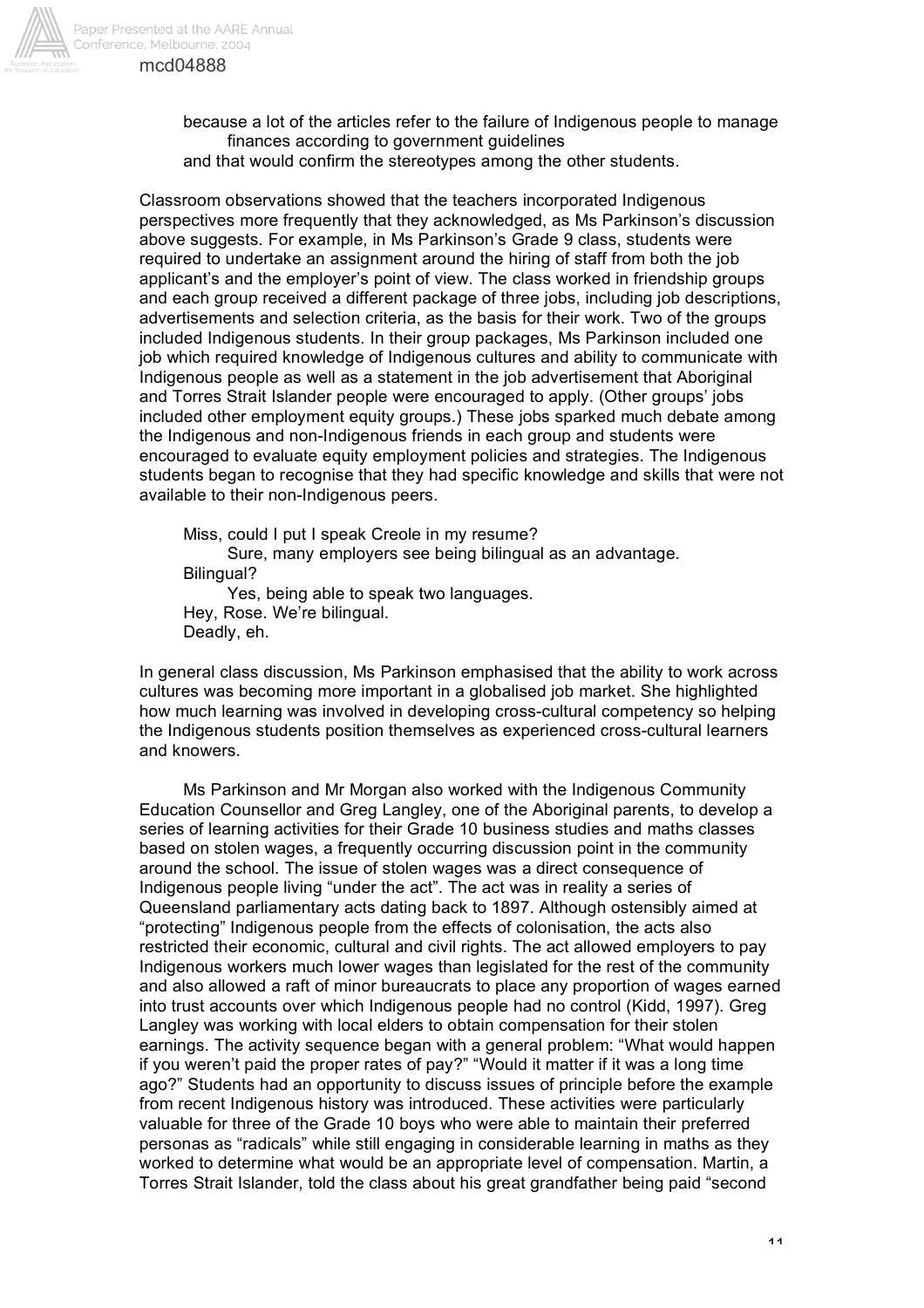because a lot of the articles refer to the failure of Indigenous people to manage finances according to government guidelines

and that would confirm the stereotypes among the other students.

Classroom observations showed that the teachers incorporated Indigenous perspectives more frequently that they acknowledged, as Ms Parkinson's discussion above suggests. For example, in Ms Parkinson's Grade 9 class, students were required to undertake an assignment around the hiring of staff from both the job applicant's and the employer's point of view. The class worked in friendship groups and each group received a different package of three jobs, including job descriptions, advertisements and selection criteria, as the basis for their work. Two of the groups included Indigenous students. In their group packages, Ms Parkinson included one job which required knowledge of Indigenous cultures and ability to communicate with Indigenous people as well as a statement in the job advertisement that Aboriginal and Torres Strait Islander people were encouraged to apply. (Other groups' jobs included other employment equity groups.) These jobs sparked much debate among the Indigenous and non-Indigenous friends in each group and students were encouraged to evaluate equity employment policies and strategies. The Indigenous students began to recognise that they had specific knowledge and skills that were not available to their non-Indigenous peers.

Miss, could I put I speak Creole in my resume?

Sure, many employers see being bilingual as an advantage.

Bilingual?

Yes, being able to speak two languages.

Hey, Rose. We're bilingual.

Deadly, eh.

In general class discussion, Ms Parkinson emphasised that the ability to work across cultures was becoming more important in a globalised job market. She highlighted how much learning was involved in developing cross-cultural competency so helping the Indigenous students position themselves as experienced cross-cultural learners and knowers.

Ms Parkinson and Mr Morgan also worked with the Indigenous Community Education Counsellor and Greg Langley, one of the Aboriginal parents, to develop a series of learning activities for their Grade 10 business studies and maths classes based on stolen wages, a frequently occurring discussion point in the community around the school. The issue of stolen wages was a direct consequence of Indigenous people living "under the act". The act was in reality a series of Queensland parliamentary acts dating back to 1897. Although ostensibly aimed at "protecting" Indigenous people from the effects of colonisation, the acts also restricted their economic, cultural and civil rights. The act allowed employers to pay Indigenous workers much lower wages than legislated for the rest of the community and also allowed a raft of minor bureaucrats to place any proportion of wages earned into trust accounts over which Indigenous people had no control (Kidd, 1997). Greg Langley was working with local elders to obtain compensation for their stolen earnings. The activity sequence began with a general problem: "What would happen if you weren't paid the proper rates of pay?" "Would it matter if it was a long time ago?" Students had an opportunity to discuss issues of principle before the example from recent Indigenous history was introduced. These activities were particularly valuable for three of the Grade 10 boys who were able to maintain their preferred personas as "radicals" while still engaging in considerable learning in maths as they worked to determine what would be an appropriate level of compensation. Martin, a Torres Strait Islander, told the class about his great grandfather being paid "second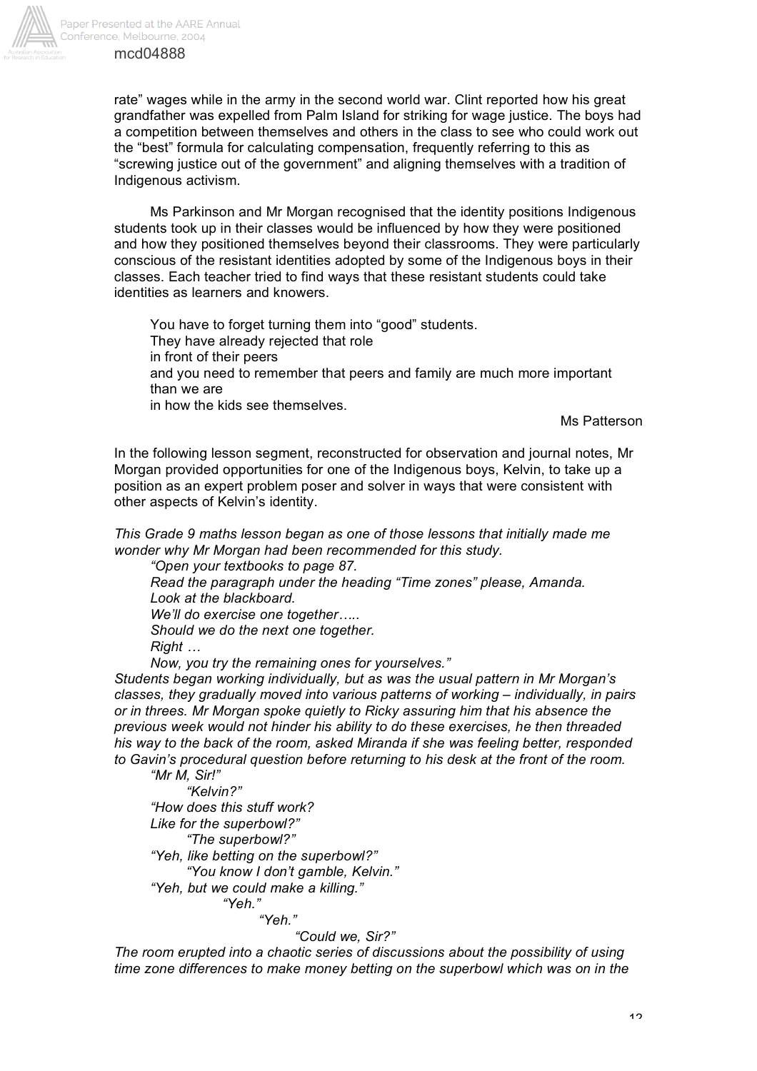rate" wages while in the army in the second world war. Clint reported how his great grandfather was expelled from Palm Island for striking for wage justice. The boys had a competition between themselves and others in the class to see who could work out the "best" formula for calculating compensation, frequently referring to this as "screwing justice out of the government" and aligning themselves with a tradition of Indigenous activism.

Ms Parkinson and Mr Morgan recognised that the identity positions Indigenous students took up in their classes would be influenced by how they were positioned and how they positioned themselves beyond their classrooms. They were particularly conscious of the resistant identities adopted by some of the Indigenous boys in their classes. Each teacher tried to find ways that these resistant students could take identities as learners and knowers.

> You have to forget turning them into "good" students.
> They have already rejected that role
> in front of their peers
> and you need to remember that peers and family are much more important than we are
> in how the kids see themselves.
>
> Ms Patterson

In the following lesson segment, reconstructed for observation and journal notes, Mr Morgan provided opportunities for one of the Indigenous boys, Kelvin, to take up a position as an expert problem poser and solver in ways that were consistent with other aspects of Kelvin's identity.

*This Grade 9 maths lesson began as one of those lessons that initially made me wonder why Mr Morgan had been recommended for this study.*

> *"Open your textbooks to page 87.*
> *Read the paragraph under the heading "Time zones" please, Amanda.*
> *Look at the blackboard.*
> *We'll do exercise one together…..*
> *Should we do the next one together.*
> *Right …*
> *Now, you try the remaining ones for yourselves."*

*Students began working individually, but as was the usual pattern in Mr Morgan's classes, they gradually moved into various patterns of working – individually, in pairs or in threes. Mr Morgan spoke quietly to Ricky assuring him that his absence the previous week would not hinder his ability to do these exercises, he then threaded his way to the back of the room, asked Miranda if she was feeling better, responded to Gavin's procedural question before returning to his desk at the front of the room.*

> *"Mr M, Sir!"*
> *"Kelvin?"*
> *"How does this stuff work?*
> *Like for the superbowl?"*
> *"The superbowl?"*
> *"Yeh, like betting on the superbowl?"*
> *"You know I don't gamble, Kelvin."*
> *"Yeh, but we could make a killing."*
> *"Yeh."*
> *"Yeh."*
> *"Could we, Sir?"*

*The room erupted into a chaotic series of discussions about the possibility of using time zone differences to make money betting on the superbowl which was on in the*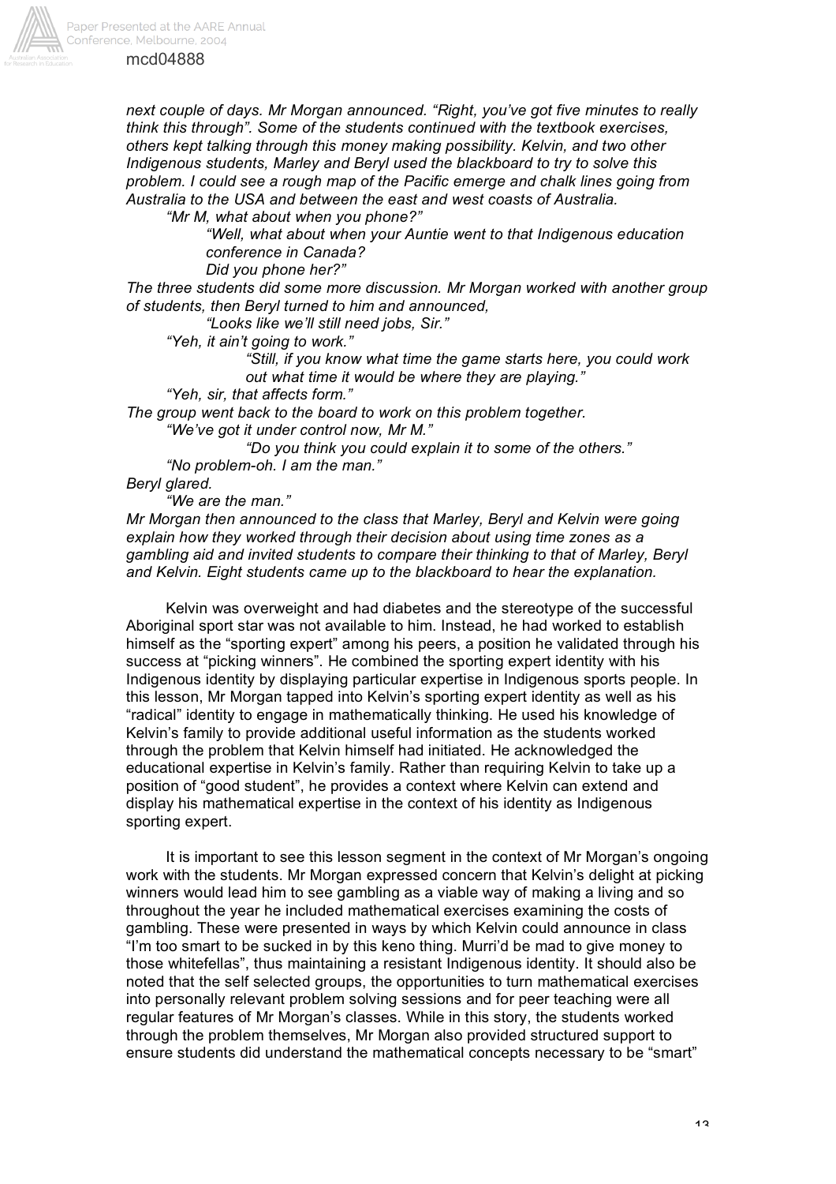*next couple of days. Mr Morgan announced. "Right, you've got five minutes to really think this through". Some of the students continued with the textbook exercises, others kept talking through this money making possibility. Kelvin, and two other Indigenous students, Marley and Beryl used the blackboard to try to solve this problem. I could see a rough map of the Pacific emerge and chalk lines going from Australia to the USA and between the east and west coasts of Australia.*

> *"Mr M, what about when you phone?"*
>
> > *"Well, what about when your Auntie went to that Indigenous education conference in Canada?*
> >
> > *Did you phone her?"*

*The three students did some more discussion. Mr Morgan worked with another group of students, then Beryl turned to him and announced,*

> > *"Looks like we'll still need jobs, Sir."*
>
> *"Yeh, it ain't going to work."*
>
> > *"Still, if you know what time the game starts here, you could work out what time it would be where they are playing."*
>
> *"Yeh, sir, that affects form."*

*The group went back to the board to work on this problem together.*

> *"We've got it under control now, Mr M."*
>
> > *"Do you think you could explain it to some of the others."*
>
> *"No problem-oh. I am the man."*

*Beryl glared.*

> *"We are the man."*

*Mr Morgan then announced to the class that Marley, Beryl and Kelvin were going explain how they worked through their decision about using time zones as a gambling aid and invited students to compare their thinking to that of Marley, Beryl and Kelvin. Eight students came up to the blackboard to hear the explanation.*

Kelvin was overweight and had diabetes and the stereotype of the successful Aboriginal sport star was not available to him. Instead, he had worked to establish himself as the "sporting expert" among his peers, a position he validated through his success at "picking winners". He combined the sporting expert identity with his Indigenous identity by displaying particular expertise in Indigenous sports people. In this lesson, Mr Morgan tapped into Kelvin's sporting expert identity as well as his "radical" identity to engage in mathematically thinking. He used his knowledge of Kelvin's family to provide additional useful information as the students worked through the problem that Kelvin himself had initiated. He acknowledged the educational expertise in Kelvin's family. Rather than requiring Kelvin to take up a position of "good student", he provides a context where Kelvin can extend and display his mathematical expertise in the context of his identity as Indigenous sporting expert.

It is important to see this lesson segment in the context of Mr Morgan's ongoing work with the students. Mr Morgan expressed concern that Kelvin's delight at picking winners would lead him to see gambling as a viable way of making a living and so throughout the year he included mathematical exercises examining the costs of gambling. These were presented in ways by which Kelvin could announce in class "I'm too smart to be sucked in by this keno thing. Murri'd be mad to give money to those whitefellas", thus maintaining a resistant Indigenous identity. It should also be noted that the self selected groups, the opportunities to turn mathematical exercises into personally relevant problem solving sessions and for peer teaching were all regular features of Mr Morgan's classes. While in this story, the students worked through the problem themselves, Mr Morgan also provided structured support to ensure students did understand the mathematical concepts necessary to be "smart"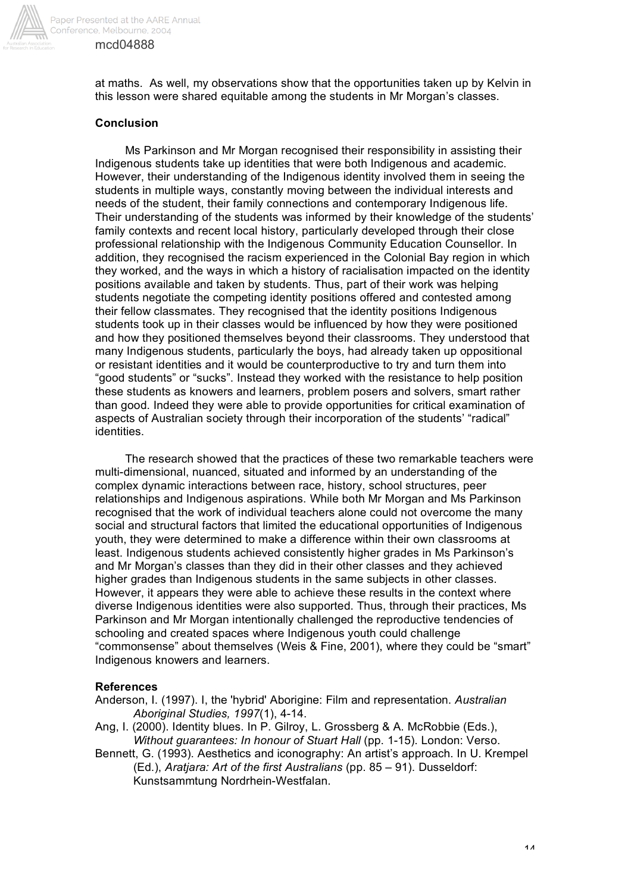at maths. As well, my observations show that the opportunities taken up by Kelvin in this lesson were shared equitable among the students in Mr Morgan's classes.

**Conclusion**

Ms Parkinson and Mr Morgan recognised their responsibility in assisting their Indigenous students take up identities that were both Indigenous and academic. However, their understanding of the Indigenous identity involved them in seeing the students in multiple ways, constantly moving between the individual interests and needs of the student, their family connections and contemporary Indigenous life. Their understanding of the students was informed by their knowledge of the students' family contexts and recent local history, particularly developed through their close professional relationship with the Indigenous Community Education Counsellor. In addition, they recognised the racism experienced in the Colonial Bay region in which they worked, and the ways in which a history of racialisation impacted on the identity positions available and taken by students. Thus, part of their work was helping students negotiate the competing identity positions offered and contested among their fellow classmates. They recognised that the identity positions Indigenous students took up in their classes would be influenced by how they were positioned and how they positioned themselves beyond their classrooms. They understood that many Indigenous students, particularly the boys, had already taken up oppositional or resistant identities and it would be counterproductive to try and turn them into "good students" or "sucks". Instead they worked with the resistance to help position these students as knowers and learners, problem posers and solvers, smart rather than good. Indeed they were able to provide opportunities for critical examination of aspects of Australian society through their incorporation of the students' "radical" identities.

The research showed that the practices of these two remarkable teachers were multi-dimensional, nuanced, situated and informed by an understanding of the complex dynamic interactions between race, history, school structures, peer relationships and Indigenous aspirations. While both Mr Morgan and Ms Parkinson recognised that the work of individual teachers alone could not overcome the many social and structural factors that limited the educational opportunities of Indigenous youth, they were determined to make a difference within their own classrooms at least. Indigenous students achieved consistently higher grades in Ms Parkinson's and Mr Morgan's classes than they did in their other classes and they achieved higher grades than Indigenous students in the same subjects in other classes. However, it appears they were able to achieve these results in the context where diverse Indigenous identities were also supported. Thus, through their practices, Ms Parkinson and Mr Morgan intentionally challenged the reproductive tendencies of schooling and created spaces where Indigenous youth could challenge "commonsense" about themselves (Weis & Fine, 2001), where they could be "smart" Indigenous knowers and learners.

**References**

Anderson, I. (1997). I, the 'hybrid' Aborigine: Film and representation. *Australian Aboriginal Studies, 1997*(1), 4-14.

Ang, I. (2000). Identity blues. In P. Gilroy, L. Grossberg & A. McRobbie (Eds.), *Without guarantees: In honour of Stuart Hall* (pp. 1-15). London: Verso.

Bennett, G. (1993). Aesthetics and iconography: An artist's approach. In U. Krempel (Ed.), *Aratjara: Art of the first Australians* (pp. 85 – 91). Dusseldorf: Kunstsammtung Nordrhein-Westfalan.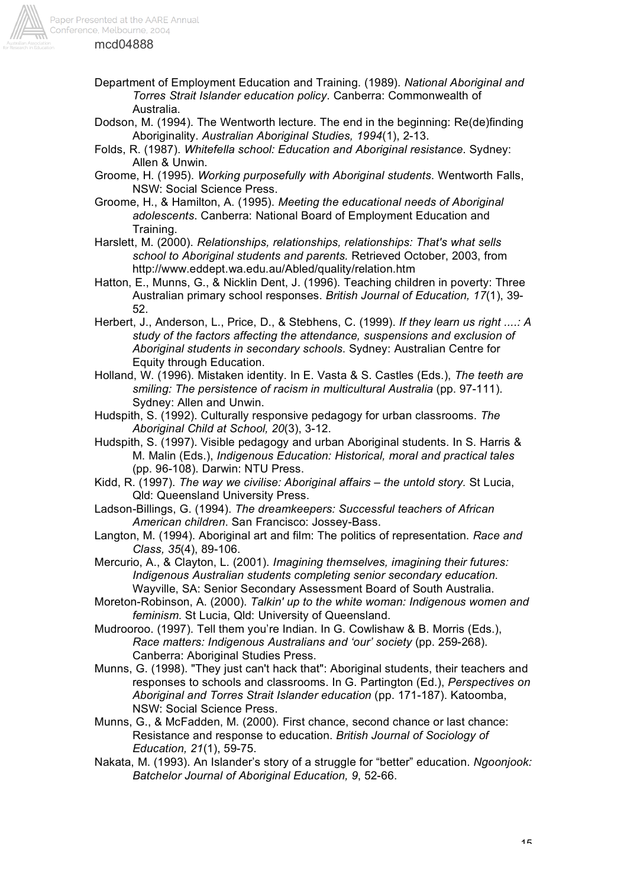Department of Employment Education and Training. (1989). *National Aboriginal and Torres Strait Islander education policy*. Canberra: Commonwealth of Australia.

Dodson, M. (1994). The Wentworth lecture. The end in the beginning: Re(de)finding Aboriginality. *Australian Aboriginal Studies, 1994*(1), 2-13.

Folds, R. (1987). *Whitefella school: Education and Aboriginal resistance*. Sydney: Allen & Unwin.

Groome, H. (1995). *Working purposefully with Aboriginal students*. Wentworth Falls, NSW: Social Science Press.

Groome, H., & Hamilton, A. (1995). *Meeting the educational needs of Aboriginal adolescents*. Canberra: National Board of Employment Education and Training.

Harslett, M. (2000). *Relationships, relationships, relationships: That's what sells school to Aboriginal students and parents.* Retrieved October, 2003, from http://www.eddept.wa.edu.au/Abled/quality/relation.htm

Hatton, E., Munns, G., & Nicklin Dent, J. (1996). Teaching children in poverty: Three Australian primary school responses. *British Journal of Education, 17*(1), 39-52.

Herbert, J., Anderson, L., Price, D., & Stebhens, C. (1999). *If they learn us right ....: A study of the factors affecting the attendance, suspensions and exclusion of Aboriginal students in secondary schools*. Sydney: Australian Centre for Equity through Education.

Holland, W. (1996). Mistaken identity. In E. Vasta & S. Castles (Eds.), *The teeth are smiling: The persistence of racism in multicultural Australia* (pp. 97-111). Sydney: Allen and Unwin.

Hudspith, S. (1992). Culturally responsive pedagogy for urban classrooms. *The Aboriginal Child at School, 20*(3), 3-12.

Hudspith, S. (1997). Visible pedagogy and urban Aboriginal students. In S. Harris & M. Malin (Eds.), *Indigenous Education: Historical, moral and practical tales* (pp. 96-108). Darwin: NTU Press.

Kidd, R. (1997). *The way we civilise: Aboriginal affairs – the untold story.* St Lucia, Qld: Queensland University Press.

Ladson-Billings, G. (1994). *The dreamkeepers: Successful teachers of African American children*. San Francisco: Jossey-Bass.

Langton, M. (1994). Aboriginal art and film: The politics of representation. *Race and Class, 35*(4), 89-106.

Mercurio, A., & Clayton, L. (2001). *Imagining themselves, imagining their futures: Indigenous Australian students completing senior secondary education*. Wayville, SA: Senior Secondary Assessment Board of South Australia.

Moreton-Robinson, A. (2000). *Talkin' up to the white woman: Indigenous women and feminism*. St Lucia, Qld: University of Queensland.

Mudrooroo. (1997). Tell them you're Indian. In G. Cowlishaw & B. Morris (Eds.), *Race matters: Indigenous Australians and 'our' society* (pp. 259-268). Canberra: Aboriginal Studies Press.

Munns, G. (1998). "They just can't hack that": Aboriginal students, their teachers and responses to schools and classrooms. In G. Partington (Ed.), *Perspectives on Aboriginal and Torres Strait Islander education* (pp. 171-187). Katoomba, NSW: Social Science Press.

Munns, G., & McFadden, M. (2000). First chance, second chance or last chance: Resistance and response to education. *British Journal of Sociology of Education, 21*(1), 59-75.

Nakata, M. (1993). An Islander's story of a struggle for "better" education. *Ngoonjook: Batchelor Journal of Aboriginal Education, 9*, 52-66.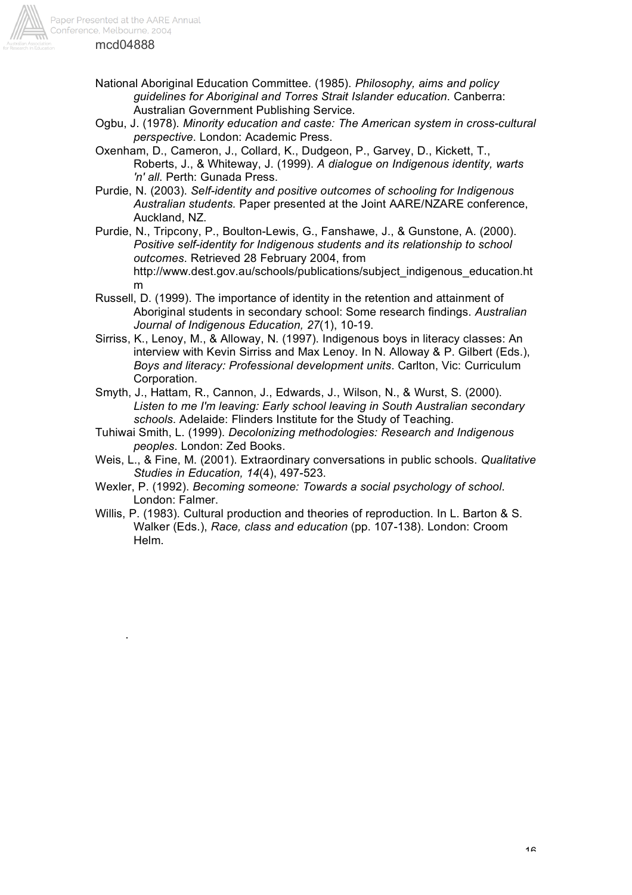National Aboriginal Education Committee. (1985). *Philosophy, aims and policy guidelines for Aboriginal and Torres Strait Islander education*. Canberra: Australian Government Publishing Service.

Ogbu, J. (1978). *Minority education and caste: The American system in cross-cultural perspective*. London: Academic Press.

Oxenham, D., Cameron, J., Collard, K., Dudgeon, P., Garvey, D., Kickett, T., Roberts, J., & Whiteway, J. (1999). *A dialogue on Indigenous identity, warts 'n' all*. Perth: Gunada Press.

Purdie, N. (2003). *Self-identity and positive outcomes of schooling for Indigenous Australian students.* Paper presented at the Joint AARE/NZARE conference, Auckland, NZ.

Purdie, N., Tripcony, P., Boulton-Lewis, G., Fanshawe, J., & Gunstone, A. (2000). *Positive self-identity for Indigenous students and its relationship to school outcomes*. Retrieved 28 February 2004, from http://www.dest.gov.au/schools/publications/subject_indigenous_education.htm

Russell, D. (1999). The importance of identity in the retention and attainment of Aboriginal students in secondary school: Some research findings. *Australian Journal of Indigenous Education, 27*(1), 10-19.

Sirriss, K., Lenoy, M., & Alloway, N. (1997). Indigenous boys in literacy classes: An interview with Kevin Sirriss and Max Lenoy. In N. Alloway & P. Gilbert (Eds.), *Boys and literacy: Professional development units*. Carlton, Vic: Curriculum Corporation.

Smyth, J., Hattam, R., Cannon, J., Edwards, J., Wilson, N., & Wurst, S. (2000). *Listen to me I'm leaving: Early school leaving in South Australian secondary schools.* Adelaide: Flinders Institute for the Study of Teaching.

Tuhiwai Smith, L. (1999). *Decolonizing methodologies: Research and Indigenous peoples*. London: Zed Books.

Weis, L., & Fine, M. (2001). Extraordinary conversations in public schools. *Qualitative Studies in Education, 14*(4), 497-523.

Wexler, P. (1992). *Becoming someone: Towards a social psychology of school*. London: Falmer.

Willis, P. (1983). Cultural production and theories of reproduction. In L. Barton & S. Walker (Eds.), *Race, class and education* (pp. 107-138). London: Croom Helm.

.